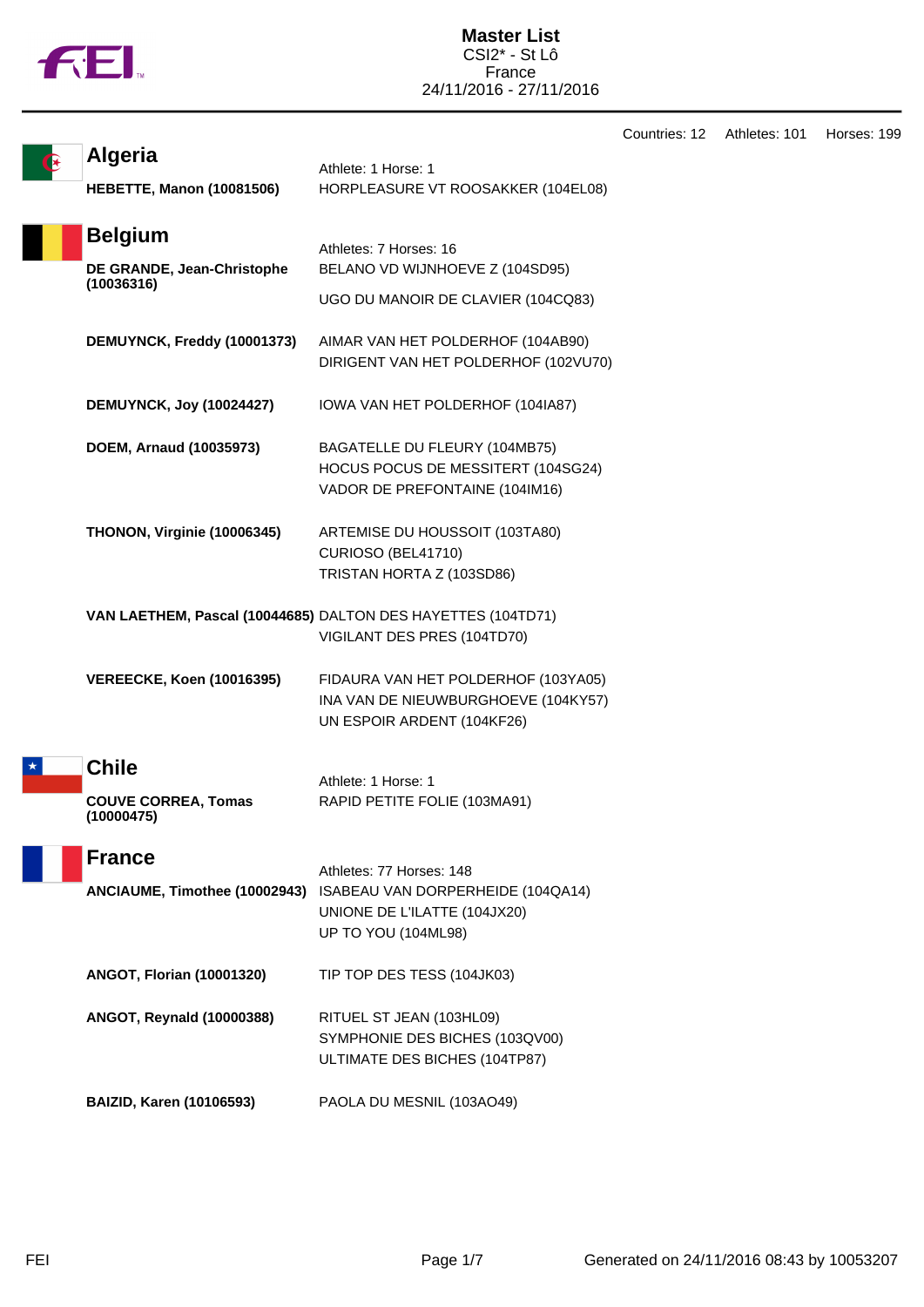# Master List

CSI2* - St Lô
France
24/11/2016 - 27/11/2016

Countries: 12 Athletes: 101 Horses: 199

## Algeria

Athlete: 1 Horse: 1

| | |
|---|---|
| **HEBETTE, Manon (10081506)** | HORPLEASURE VT ROOSAKKER (104EL08) |

## Belgium

Athletes: 7 Horses: 16

| | |
|---|---|
| **DE GRANDE, Jean-Christophe (10036316)** | BELANO VD WIJNHOEVE Z (104SD95) |
| | UGO DU MANOIR DE CLAVIER (104CQ83) |
| **DEMUYNCK, Freddy (10001373)** | AIMAR VAN HET POLDERHOF (104AB90) |
| | DIRIGENT VAN HET POLDERHOF (102VU70) |
| **DEMUYNCK, Joy (10024427)** | IOWA VAN HET POLDERHOF (104IA87) |
| **DOEM, Arnaud (10035973)** | BAGATELLE DU FLEURY (104MB75) |
| | HOCUS POCUS DE MESSITERT (104SG24) |
| | VADOR DE PREFONTAINE (104IM16) |
| **THONON, Virginie (10006345)** | ARTEMISE DU HOUSSOIT (103TA80) |
| | CURIOSO (BEL41710) |
| | TRISTAN HORTA Z (103SD86) |
| **VAN LAETHEM, Pascal (10044685)** | DALTON DES HAYETTES (104TD71) |
| | VIGILANT DES PRES (104TD70) |
| **VEREECKE, Koen (10016395)** | FIDAURA VAN HET POLDERHOF (103YA05) |
| | INA VAN DE NIEUWBURGHOEVE (104KY57) |
| | UN ESPOIR ARDENT (104KF26) |

## Chile

Athlete: 1 Horse: 1

| | |
|---|---|
| **COUVE CORREA, Tomas (10000475)** | RAPID PETITE FOLIE (103MA91) |

## France

Athletes: 77 Horses: 148

| | |
|---|---|
| **ANCIAUME, Timothee (10002943)** | ISABEAU VAN DORPERHEIDE (104QA14) |
| | UNIONE DE L'ILATTE (104JX20) |
| | UP TO YOU (104ML98) |
| **ANGOT, Florian (10001320)** | TIP TOP DES TESS (104JK03) |
| **ANGOT, Reynald (10000388)** | RITUEL ST JEAN (103HL09) |
| | SYMPHONIE DES BICHES (103QV00) |
| | ULTIMATE DES BICHES (104TP87) |
| **BAIZID, Karen (10106593)** | PAOLA DU MESNIL (103AO49) |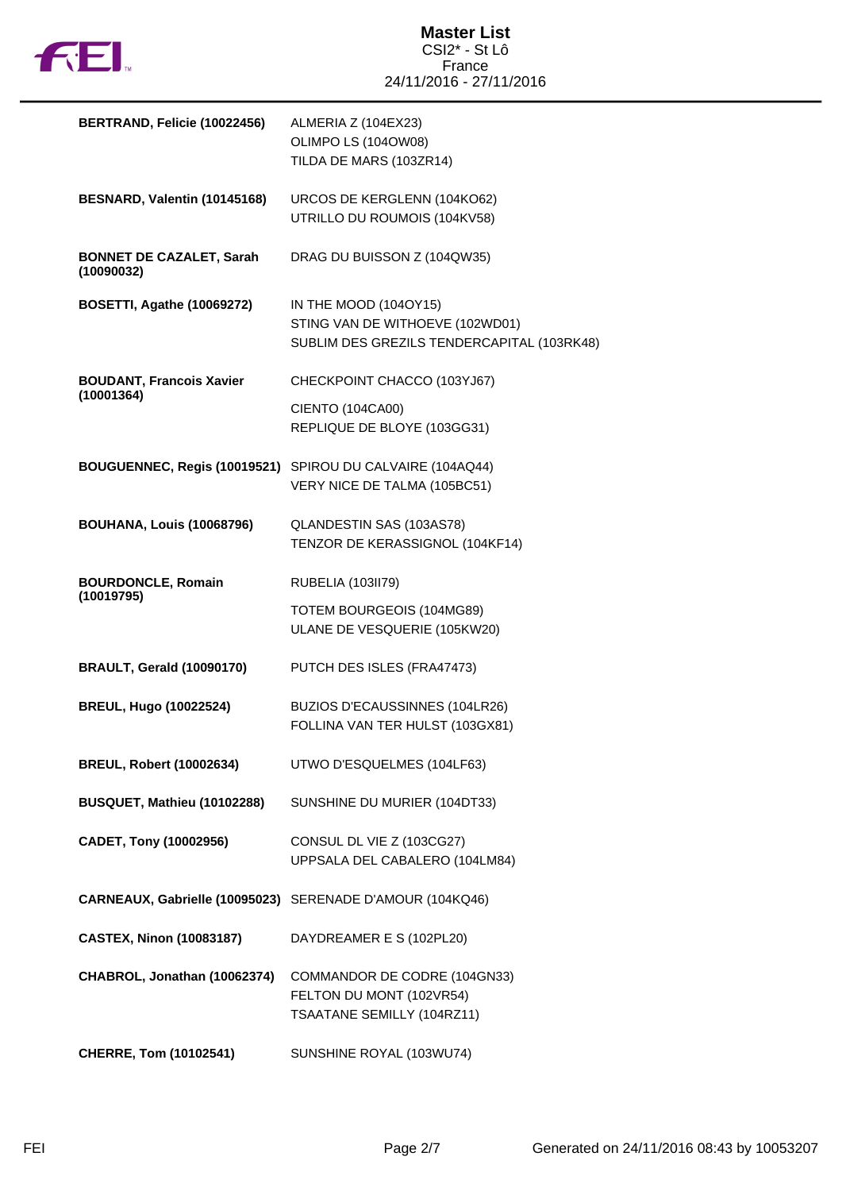# Master List
CSI2* - St Lô
France
24/11/2016 - 27/11/2016

| Rider | Horses |
| --- | --- |
| **BERTRAND, Felicie (10022456)** | ALMERIA Z (104EX23)<br>OLIMPO LS (104OW08)<br>TILDA DE MARS (103ZR14) |
| **BESNARD, Valentin (10145168)** | URCOS DE KERGLENN (104KO62)<br>UTRILLO DU ROUMOIS (104KV58) |
| **BONNET DE CAZALET, Sarah (10090032)** | DRAG DU BUISSON Z (104QW35) |
| **BOSETTI, Agathe (10069272)** | IN THE MOOD (104OY15)<br>STING VAN DE WITHOEVE (102WD01)<br>SUBLIM DES GREZILS TENDERCAPITAL (103RK48) |
| **BOUDANT, Francois Xavier (10001364)** | CHECKPOINT CHACCO (103YJ67)<br>CIENTO (104CA00)<br>REPLIQUE DE BLOYE (103GG31) |
| **BOUGUENNEC, Regis (10019521)** | SPIROU DU CALVAIRE (104AQ44)<br>VERY NICE DE TALMA (105BC51) |
| **BOUHANA, Louis (10068796)** | QLANDESTIN SAS (103AS78)<br>TENZOR DE KERASSIGNOL (104KF14) |
| **BOURDONCLE, Romain (10019795)** | RUBELIA (103II79)<br>TOTEM BOURGEOIS (104MG89)<br>ULANE DE VESQUERIE (105KW20) |
| **BRAULT, Gerald (10090170)** | PUTCH DES ISLES (FRA47473) |
| **BREUL, Hugo (10022524)** | BUZIOS D'ECAUSSINNES (104LR26)<br>FOLLINA VAN TER HULST (103GX81) |
| **BREUL, Robert (10002634)** | UTWO D'ESQUELMES (104LF63) |
| **BUSQUET, Mathieu (10102288)** | SUNSHINE DU MURIER (104DT33) |
| **CADET, Tony (10002956)** | CONSUL DL VIE Z (103CG27)<br>UPPSALA DEL CABALERO (104LM84) |
| **CARNEAUX, Gabrielle (10095023)** | SERENADE D'AMOUR (104KQ46) |
| **CASTEX, Ninon (10083187)** | DAYDREAMER E S (102PL20) |
| **CHABROL, Jonathan (10062374)** | COMMANDOR DE CODRE (104GN33)<br>FELTON DU MONT (102VR54)<br>TSAATANE SEMILLY (104RZ11) |
| **CHERRE, Tom (10102541)** | SUNSHINE ROYAL (103WU74) |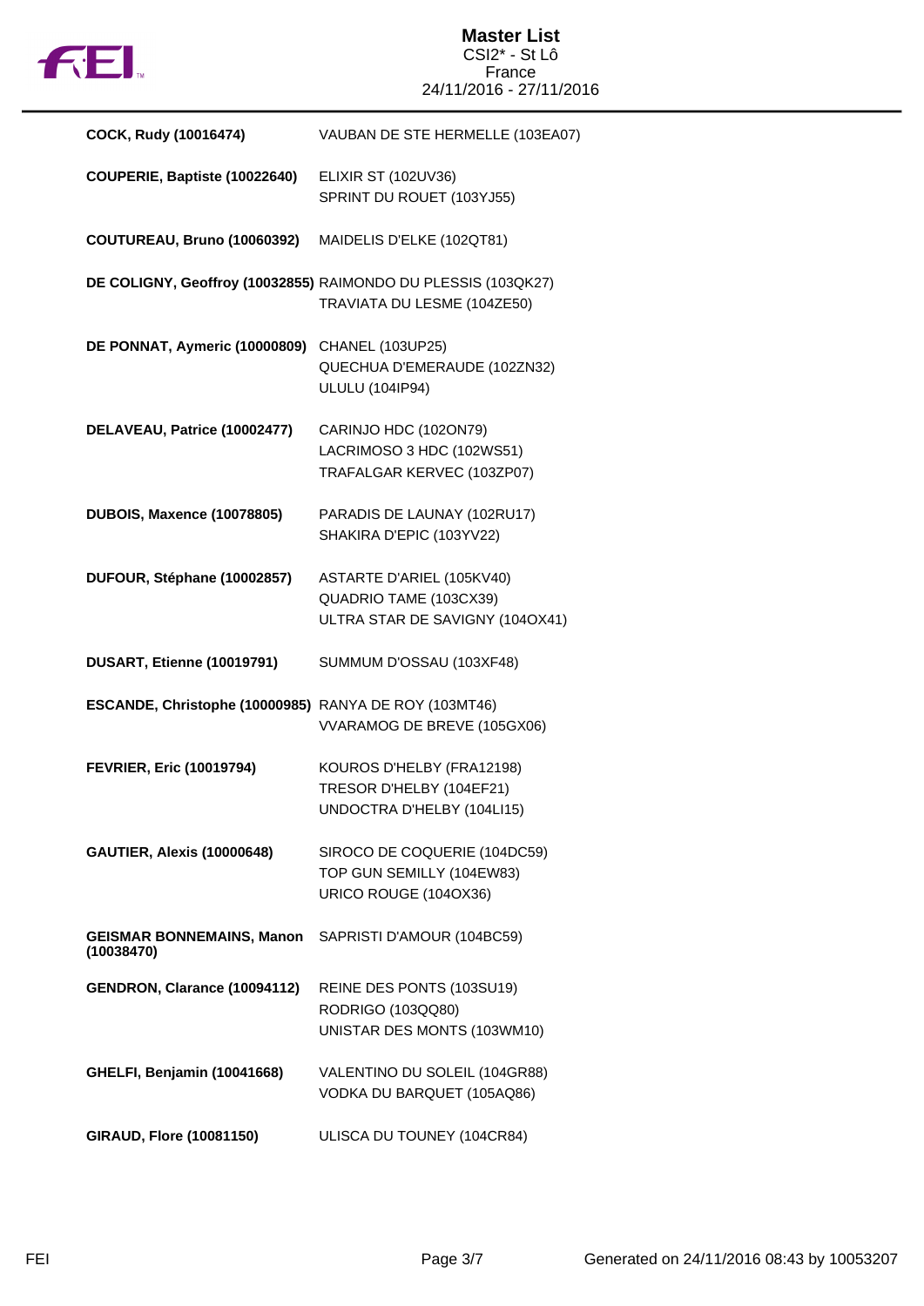# Master List

CSI2* - St Lô
France
24/11/2016 - 27/11/2016

| Rider | Horses |
|---|---|
| **COCK, Rudy (10016474)** | VAUBAN DE STE HERMELLE (103EA07) |
| **COUPERIE, Baptiste (10022640)** | ELIXIR ST (102UV36)<br>SPRINT DU ROUET (103YJ55) |
| **COUTUREAU, Bruno (10060392)** | MAIDELIS D'ELKE (102QT81) |
| **DE COLIGNY, Geoffroy (10032855)** | RAIMONDO DU PLESSIS (103QK27)<br>TRAVIATA DU LESME (104ZE50) |
| **DE PONNAT, Aymeric (10000809)** | CHANEL (103UP25)<br>QUECHUA D'EMERAUDE (102ZN32)<br>ULULU (104IP94) |
| **DELAVEAU, Patrice (10002477)** | CARINJO HDC (102ON79)<br>LACRIMOSO 3 HDC (102WS51)<br>TRAFALGAR KERVEC (103ZP07) |
| **DUBOIS, Maxence (10078805)** | PARADIS DE LAUNAY (102RU17)<br>SHAKIRA D'EPIC (103YV22) |
| **DUFOUR, Stéphane (10002857)** | ASTARTE D'ARIEL (105KV40)<br>QUADRIO TAME (103CX39)<br>ULTRA STAR DE SAVIGNY (104OX41) |
| **DUSART, Etienne (10019791)** | SUMMUM D'OSSAU (103XF48) |
| **ESCANDE, Christophe (10000985)** | RANYA DE ROY (103MT46)<br>VVARAMOG DE BREVE (105GX06) |
| **FEVRIER, Eric (10019794)** | KOUROS D'HELBY (FRA12198)<br>TRESOR D'HELBY (104EF21)<br>UNDOCTRA D'HELBY (104LI15) |
| **GAUTIER, Alexis (10000648)** | SIROCO DE COQUERIE (104DC59)<br>TOP GUN SEMILLY (104EW83)<br>URICO ROUGE (104OX36) |
| **GEISMAR BONNEMAINS, Manon (10038470)** | SAPRISTI D'AMOUR (104BC59) |
| **GENDRON, Clarance (10094112)** | REINE DES PONTS (103SU19)<br>RODRIGO (103QQ80)<br>UNISTAR DES MONTS (103WM10) |
| **GHELFI, Benjamin (10041668)** | VALENTINO DU SOLEIL (104GR88)<br>VODKA DU BARQUET (105AQ86) |
| **GIRAUD, Flore (10081150)** | ULISCA DU TOUNEY (104CR84) |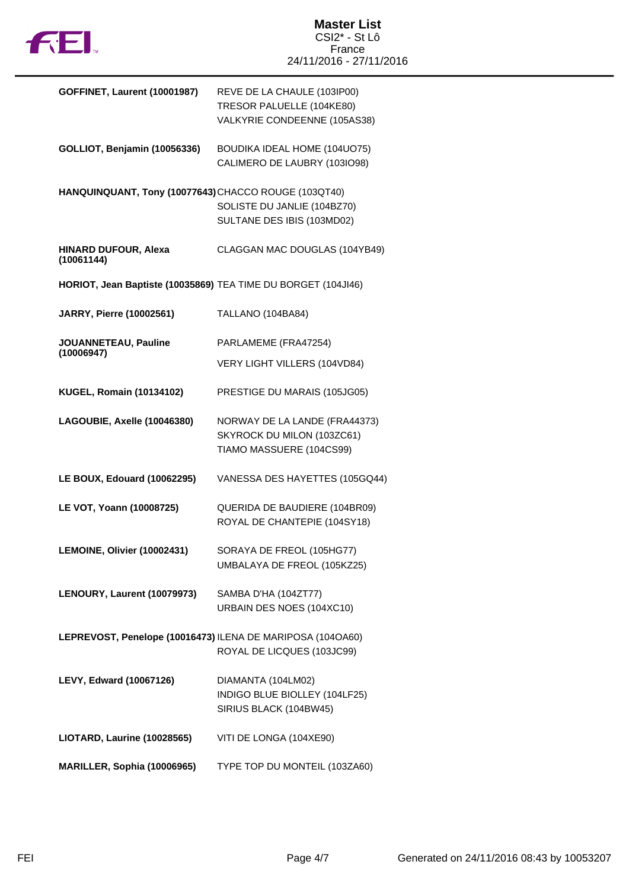# Master List
CSI2* - St Lô
France
24/11/2016 - 27/11/2016

| Rider | Horses |
|---|---|
| **GOFFINET, Laurent (10001987)** | REVE DE LA CHAULE (103IP00)<br>TRESOR PALUELLE (104KE80)<br>VALKYRIE CONDEENNE (105AS38) |
| **GOLLIOT, Benjamin (10056336)** | BOUDIKA IDEAL HOME (104UO75)<br>CALIMERO DE LAUBRY (103IO98) |
| **HANQUINQUANT, Tony (10077643)** | CHACCO ROUGE (103QT40)<br>SOLISTE DU JANLIE (104BZ70)<br>SULTANE DES IBIS (103MD02) |
| **HINARD DUFOUR, Alexa (10061144)** | CLAGGAN MAC DOUGLAS (104YB49) |
| **HORIOT, Jean Baptiste (10035869)** | TEA TIME DU BORGET (104JI46) |
| **JARRY, Pierre (10002561)** | TALLANO (104BA84) |
| **JOUANNETEAU, Pauline (10006947)** | PARLAMEME (FRA47254)<br>VERY LIGHT VILLERS (104VD84) |
| **KUGEL, Romain (10134102)** | PRESTIGE DU MARAIS (105JG05) |
| **LAGOUBIE, Axelle (10046380)** | NORWAY DE LA LANDE (FRA44373)<br>SKYROCK DU MILON (103ZC61)<br>TIAMO MASSUERE (104CS99) |
| **LE BOUX, Edouard (10062295)** | VANESSA DES HAYETTES (105GQ44) |
| **LE VOT, Yoann (10008725)** | QUERIDA DE BAUDIERE (104BR09)<br>ROYAL DE CHANTEPIE (104SY18) |
| **LEMOINE, Olivier (10002431)** | SORAYA DE FREOL (105HG77)<br>UMBALAYA DE FREOL (105KZ25) |
| **LENOURY, Laurent (10079973)** | SAMBA D'HA (104ZT77)<br>URBAIN DES NOES (104XC10) |
| **LEPREVOST, Penelope (10016473)** | ILENA DE MARIPOSA (104OA60)<br>ROYAL DE LICQUES (103JC99) |
| **LEVY, Edward (10067126)** | DIAMANTA (104LM02)<br>INDIGO BLUE BIOLLEY (104LF25)<br>SIRIUS BLACK (104BW45) |
| **LIOTARD, Laurine (10028565)** | VITI DE LONGA (104XE90) |
| **MARILLER, Sophia (10006965)** | TYPE TOP DU MONTEIL (103ZA60) |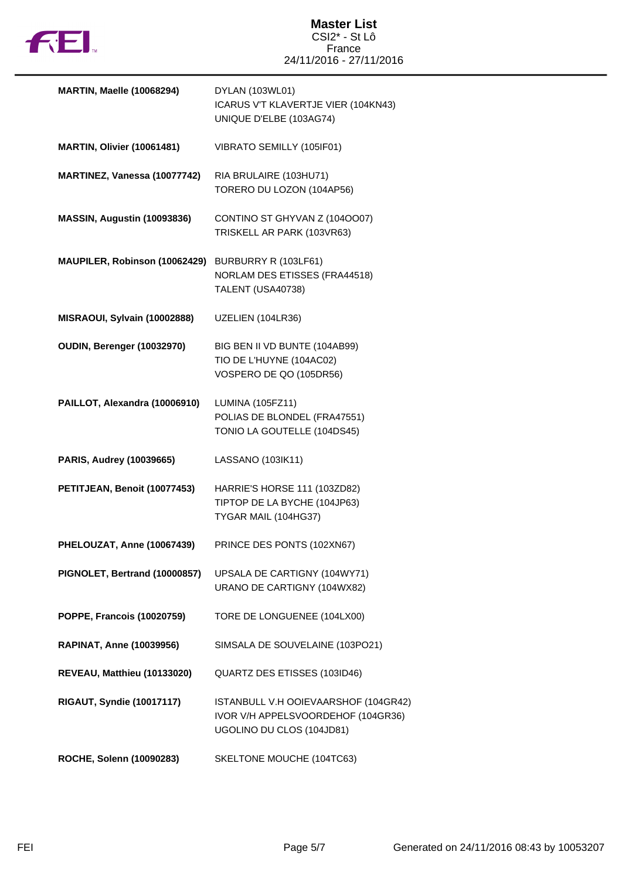# Master List

CSI2* - St Lô
France
24/11/2016 - 27/11/2016

| | |
|---|---|
| **MARTIN, Maelle (10068294)** | DYLAN (103WL01)<br>ICARUS V'T KLAVERTJE VIER (104KN43)<br>UNIQUE D'ELBE (103AG74) |
| **MARTIN, Olivier (10061481)** | VIBRATO SEMILLY (105IF01) |
| **MARTINEZ, Vanessa (10077742)** | RIA BRULAIRE (103HU71)<br>TORERO DU LOZON (104AP56) |
| **MASSIN, Augustin (10093836)** | CONTINO ST GHYVAN Z (104OO07)<br>TRISKELL AR PARK (103VR63) |
| **MAUPILER, Robinson (10062429)** | BURBURRY R (103LF61)<br>NORLAM DES ETISSES (FRA44518)<br>TALENT (USA40738) |
| **MISRAOUI, Sylvain (10002888)** | UZELIEN (104LR36) |
| **OUDIN, Berenger (10032970)** | BIG BEN II VD BUNTE (104AB99)<br>TIO DE L'HUYNE (104AC02)<br>VOSPERO DE QO (105DR56) |
| **PAILLOT, Alexandra (10006910)** | LUMINA (105FZ11)<br>POLIAS DE BLONDEL (FRA47551)<br>TONIO LA GOUTELLE (104DS45) |
| **PARIS, Audrey (10039665)** | LASSANO (103IK11) |
| **PETITJEAN, Benoit (10077453)** | HARRIE'S HORSE 111 (103ZD82)<br>TIPTOP DE LA BYCHE (104JP63)<br>TYGAR MAIL (104HG37) |
| **PHELOUZAT, Anne (10067439)** | PRINCE DES PONTS (102XN67) |
| **PIGNOLET, Bertrand (10000857)** | UPSALA DE CARTIGNY (104WY71)<br>URANO DE CARTIGNY (104WX82) |
| **POPPE, Francois (10020759)** | TORE DE LONGUENEE (104LX00) |
| **RAPINAT, Anne (10039956)** | SIMSALA DE SOUVELAINE (103PO21) |
| **REVEAU, Matthieu (10133020)** | QUARTZ DES ETISSES (103ID46) |
| **RIGAUT, Syndie (10017117)** | ISTANBULL V.H OOIEVAARSHOF (104GR42)<br>IVOR V/H APPELSVOORDEHOF (104GR36)<br>UGOLINO DU CLOS (104JD81) |
| **ROCHE, Solenn (10090283)** | SKELTONE MOUCHE (104TC63) |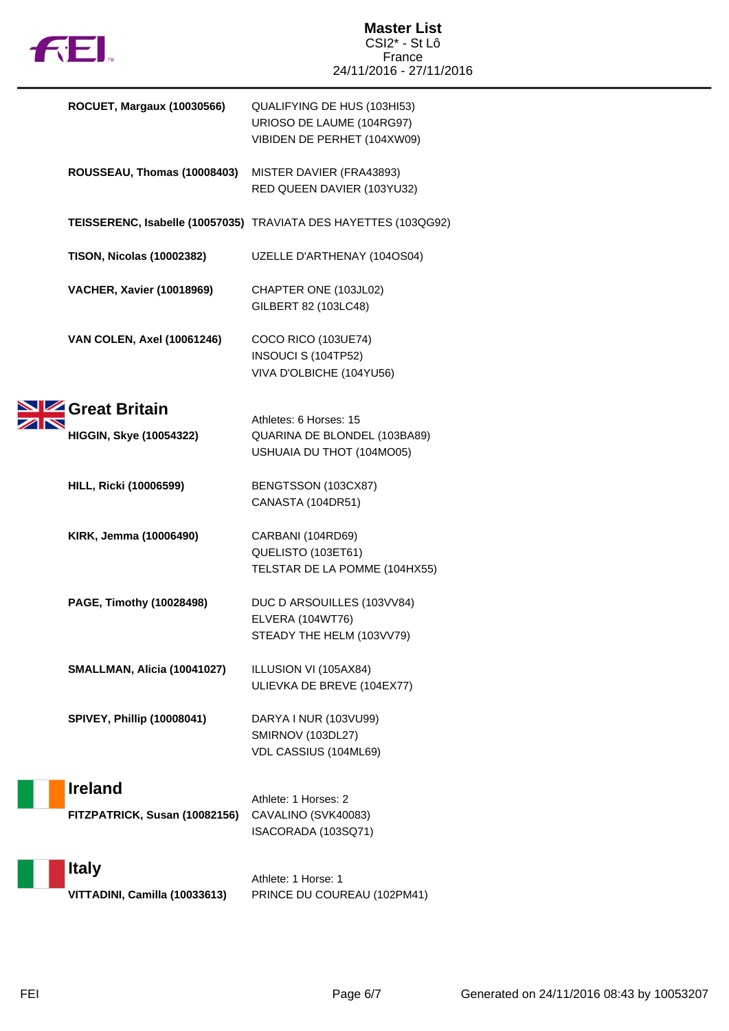| Athlete | Horses |
|---|---|
| **ROCUET, Margaux (10030566)** | QUALIFYING DE HUS (103HI53)<br>URIOSO DE LAUME (104RG97)<br>VIBIDEN DE PERHET (104XW09) |
| **ROUSSEAU, Thomas (10008403)** | MISTER DAVIER (FRA43893)<br>RED QUEEN DAVIER (103YU32) |
| **TEISSERENC, Isabelle (10057035)** | TRAVIATA DES HAYETTES (103QG92) |
| **TISON, Nicolas (10002382)** | UZELLE D'ARTHENAY (104OS04) |
| **VACHER, Xavier (10018969)** | CHAPTER ONE (103JL02)<br>GILBERT 82 (103LC48) |
| **VAN COLEN, Axel (10061246)** | COCO RICO (103UE74)<br>INSOUCI S (104TP52)<br>VIVA D'OLBICHE (104YU56) |

## Great Britain

Athletes: 6 Horses: 15

| Athlete | Horses |
|---|---|
| **HIGGIN, Skye (10054322)** | QUARINA DE BLONDEL (103BA89)<br>USHUAIA DU THOT (104MO05) |
| **HILL, Ricki (10006599)** | BENGTSSON (103CX87)<br>CANASTA (104DR51) |
| **KIRK, Jemma (10006490)** | CARBANI (104RD69)<br>QUELISTO (103ET61)<br>TELSTAR DE LA POMME (104HX55) |
| **PAGE, Timothy (10028498)** | DUC D ARSOUILLES (103VV84)<br>ELVERA (104WT76)<br>STEADY THE HELM (103VV79) |
| **SMALLMAN, Alicia (10041027)** | ILLUSION VI (105AX84)<br>ULIEVKA DE BREVE (104EX77) |
| **SPIVEY, Phillip (10008041)** | DARYA I NUR (103VU99)<br>SMIRNOV (103DL27)<br>VDL CASSIUS (104ML69) |

## Ireland

Athlete: 1 Horses: 2

| Athlete | Horses |
|---|---|
| **FITZPATRICK, Susan (10082156)** | CAVALINO (SVK40083)<br>ISACORADA (103SQ71) |

## Italy

Athlete: 1 Horse: 1

| Athlete | Horses |
|---|---|
| **VITTADINI, Camilla (10033613)** | PRINCE DU COUREAU (102PM41) |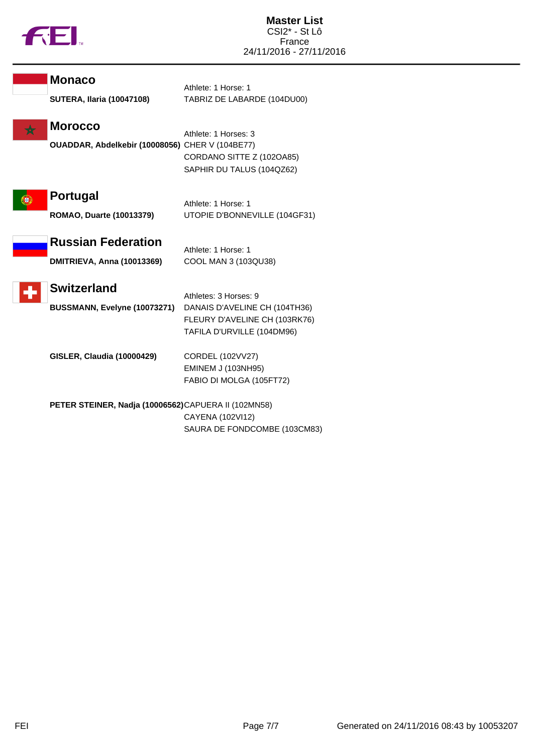# Master List

CSI2* - St Lô
France
24/11/2016 - 27/11/2016

## Monaco

Athlete: 1 Horse: 1

| | |
|---|---|
| **SUTERA, Ilaria (10047108)** | TABRIZ DE LABARDE (104DU00) |

## Morocco

Athlete: 1 Horses: 3

| | |
|---|---|
| **OUADDAR, Abdelkebir (10008056)** | CHER V (104BE77) |
| | CORDANO SITTE Z (102OA85) |
| | SAPHIR DU TALUS (104QZ62) |

## Portugal

Athlete: 1 Horse: 1

| | |
|---|---|
| **ROMAO, Duarte (10013379)** | UTOPIE D'BONNEVILLE (104GF31) |

## Russian Federation

Athlete: 1 Horse: 1

| | |
|---|---|
| **DMITRIEVA, Anna (10013369)** | COOL MAN 3 (103QU38) |

## Switzerland

Athletes: 3 Horses: 9

| | |
|---|---|
| **BUSSMANN, Evelyne (10073271)** | DANAIS D'AVELINE CH (104TH36) |
| | FLEURY D'AVELINE CH (103RK76) |
| | TAFILA D'URVILLE (104DM96) |
| **GISLER, Claudia (10000429)** | CORDEL (102VV27) |
| | EMINEM J (103NH95) |
| | FABIO DI MOLGA (105FT72) |
| **PETER STEINER, Nadja (10006562)** | CAPUERA II (102MN58) |
| | CAYENA (102VI12) |
| | SAURA DE FONDCOMBE (103CM83) |

Generated on 24/11/2016 08:43 by 10053207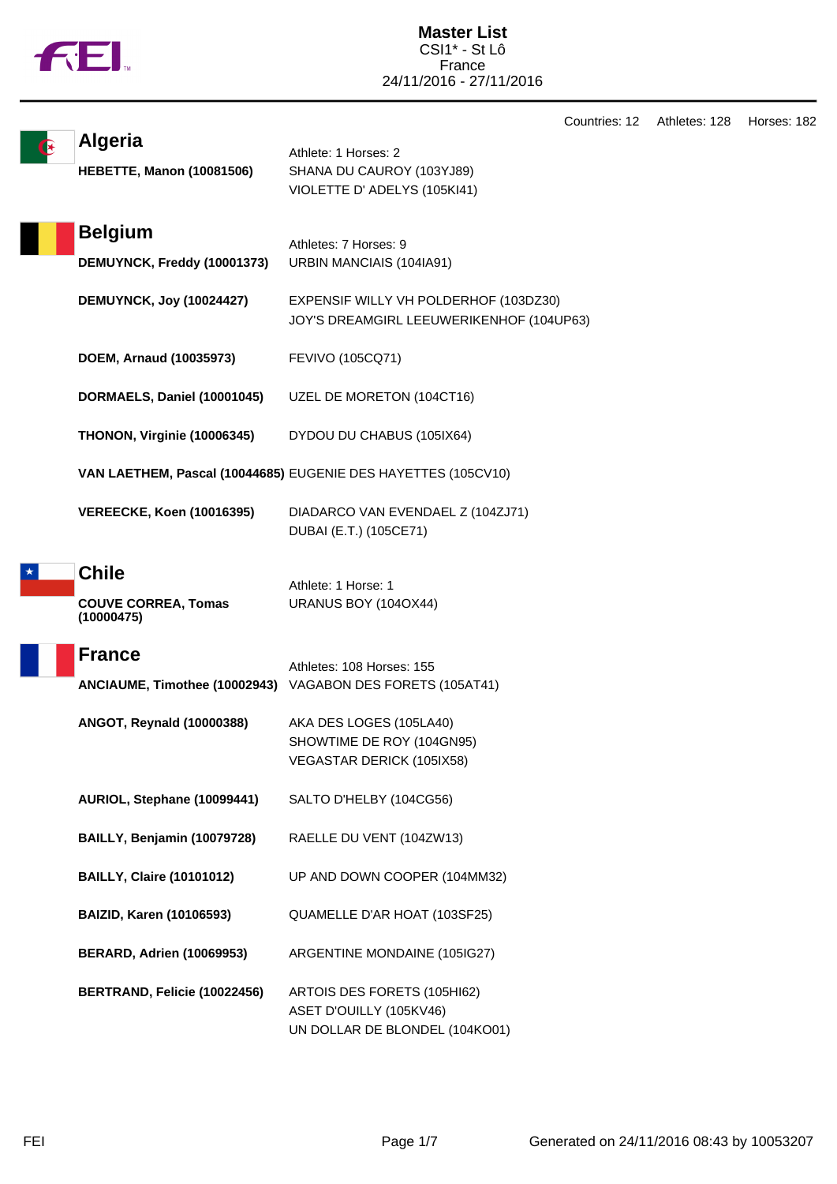# Master List

CSI1* - St Lô
France
24/11/2016 - 27/11/2016

Countries: 12 Athletes: 128 Horses: 182

## Algeria

Athlete: 1 Horses: 2

**HEBETTE, Manon (10081506)**
SHANA DU CAUROY (103YJ89)
VIOLETTE D' ADELYS (105KI41)

## Belgium

Athletes: 7 Horses: 9

**DEMUYNCK, Freddy (10001373)**
URBIN MANCIAIS (104IA91)

**DEMUYNCK, Joy (10024427)**
EXPENSIF WILLY VH POLDERHOF (103DZ30)
JOY'S DREAMGIRL LEEUWERIKENHOF (104UP63)

**DOEM, Arnaud (10035973)**
FEVIVO (105CQ71)

**DORMAELS, Daniel (10001045)**
UZEL DE MORETON (104CT16)

**THONON, Virginie (10006345)**
DYDOU DU CHABUS (105IX64)

**VAN LAETHEM, Pascal (10044685)**
EUGENIE DES HAYETTES (105CV10)

**VEREECKE, Koen (10016395)**
DIADARCO VAN EVENDAEL Z (104ZJ71)
DUBAI (E.T.) (105CE71)

## Chile

Athlete: 1 Horse: 1

**COUVE CORREA, Tomas (10000475)**
URANUS BOY (104OX44)

## France

Athletes: 108 Horses: 155

**ANCIAUME, Timothee (10002943)**
VAGABON DES FORETS (105AT41)

**ANGOT, Reynald (10000388)**
AKA DES LOGES (105LA40)
SHOWTIME DE ROY (104GN95)
VEGASTAR DERICK (105IX58)

**AURIOL, Stephane (10099441)**
SALTO D'HELBY (104CG56)

**BAILLY, Benjamin (10079728)**
RAELLE DU VENT (104ZW13)

**BAILLY, Claire (10101012)**
UP AND DOWN COOPER (104MM32)

**BAIZID, Karen (10106593)**
QUAMELLE D'AR HOAT (103SF25)

**BERARD, Adrien (10069953)**
ARGENTINE MONDAINE (105IG27)

**BERTRAND, Felicie (10022456)**
ARTOIS DES FORETS (105HI62)
ASET D'OUILLY (105KV46)
UN DOLLAR DE BLONDEL (104KO01)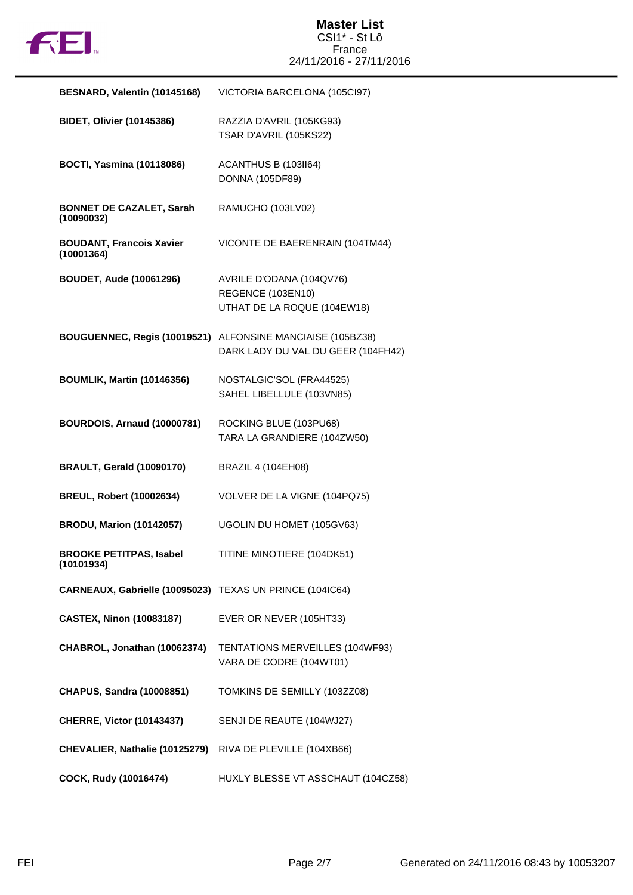# Master List

CSI1* - St Lô
France
24/11/2016 - 27/11/2016

| Rider | Horses |
|---|---|
| **BESNARD, Valentin (10145168)** | VICTORIA BARCELONA (105CI97) |
| **BIDET, Olivier (10145386)** | RAZZIA D'AVRIL (105KG93)<br>TSAR D'AVRIL (105KS22) |
| **BOCTI, Yasmina (10118086)** | ACANTHUS B (103II64)<br>DONNA (105DF89) |
| **BONNET DE CAZALET, Sarah (10090032)** | RAMUCHO (103LV02) |
| **BOUDANT, Francois Xavier (10001364)** | VICONTE DE BAERENRAIN (104TM44) |
| **BOUDET, Aude (10061296)** | AVRILE D'ODANA (104QV76)<br>REGENCE (103EN10)<br>UTHAT DE LA ROQUE (104EW18) |
| **BOUGUENNEC, Regis (10019521)** | ALFONSINE MANCIAISE (105BZ38)<br>DARK LADY DU VAL DU GEER (104FH42) |
| **BOUMLIK, Martin (10146356)** | NOSTALGIC'SOL (FRA44525)<br>SAHEL LIBELLULE (103VN85) |
| **BOURDOIS, Arnaud (10000781)** | ROCKING BLUE (103PU68)<br>TARA LA GRANDIERE (104ZW50) |
| **BRAULT, Gerald (10090170)** | BRAZIL 4 (104EH08) |
| **BREUL, Robert (10002634)** | VOLVER DE LA VIGNE (104PQ75) |
| **BRODU, Marion (10142057)** | UGOLIN DU HOMET (105GV63) |
| **BROOKE PETITPAS, Isabel (10101934)** | TITINE MINOTIERE (104DK51) |
| **CARNEAUX, Gabrielle (10095023)** | TEXAS UN PRINCE (104IC64) |
| **CASTEX, Ninon (10083187)** | EVER OR NEVER (105HT33) |
| **CHABROL, Jonathan (10062374)** | TENTATIONS MERVEILLES (104WF93)<br>VARA DE CODRE (104WT01) |
| **CHAPUS, Sandra (10008851)** | TOMKINS DE SEMILLY (103ZZ08) |
| **CHERRE, Victor (10143437)** | SENJI DE REAUTE (104WJ27) |
| **CHEVALIER, Nathalie (10125279)** | RIVA DE PLEVILLE (104XB66) |
| **COCK, Rudy (10016474)** | HUXLY BLESSE VT ASSCHAUT (104CZ58) |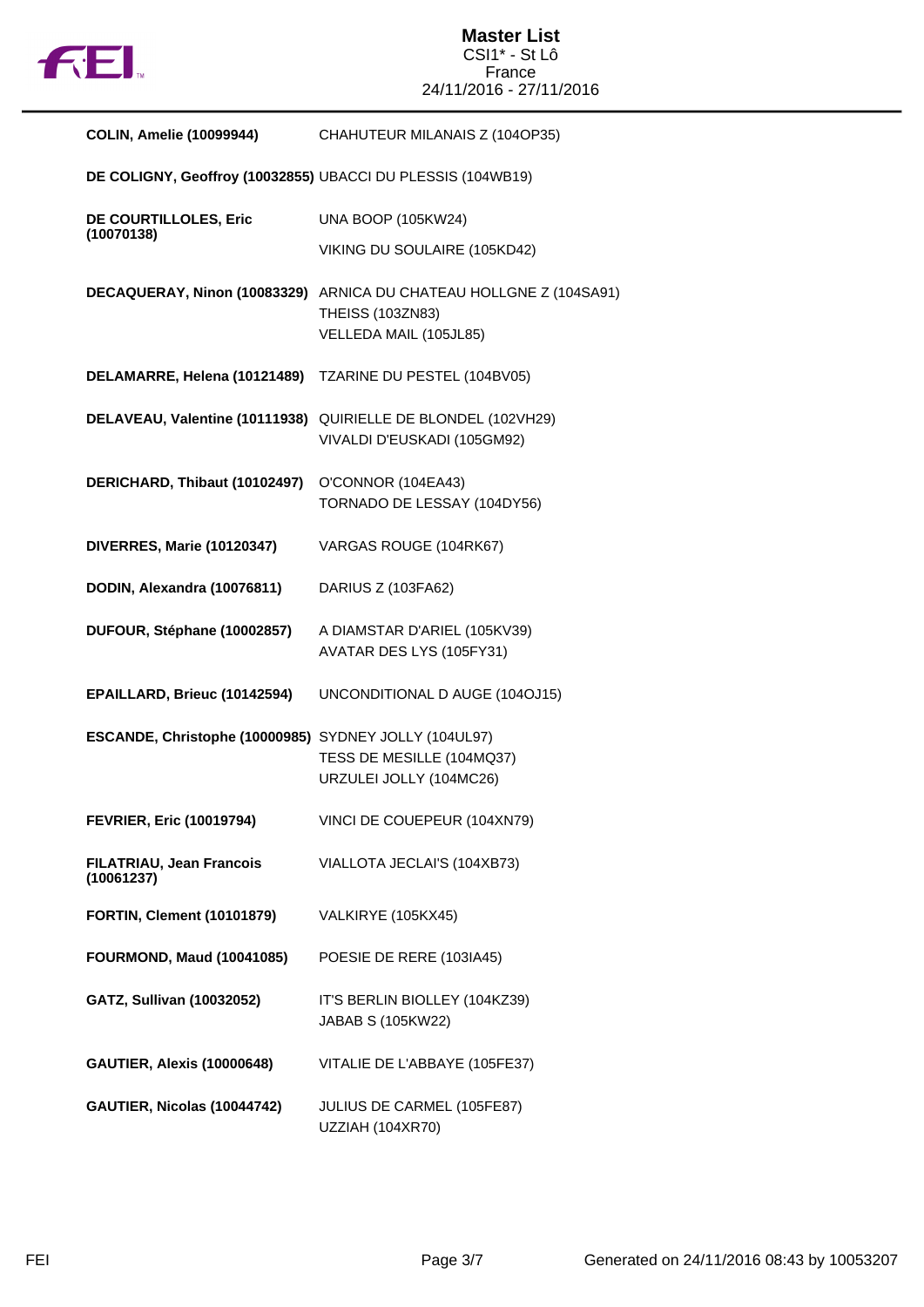# Master List

CSI1* - St Lô
France
24/11/2016 - 27/11/2016

| Rider | Horse |
| --- | --- |
| **COLIN, Amelie (10099944)** | CHAHUTEUR MILANAIS Z (104OP35) |
| **DE COLIGNY, Geoffroy (10032855)** | UBACCI DU PLESSIS (104WB19) |
| **DE COURTILLOLES, Eric (10070138)** | UNA BOOP (105KW24) |
| | VIKING DU SOULAIRE (105KD42) |
| **DECAQUERAY, Ninon (10083329)** | ARNICA DU CHATEAU HOLLGNE Z (104SA91) |
| | THEISS (103ZN83) |
| | VELLEDA MAIL (105JL85) |
| **DELAMARRE, Helena (10121489)** | TZARINE DU PESTEL (104BV05) |
| **DELAVEAU, Valentine (10111938)** | QUIRIELLE DE BLONDEL (102VH29) |
| | VIVALDI D'EUSKADI (105GM92) |
| **DERICHARD, Thibaut (10102497)** | O'CONNOR (104EA43) |
| | TORNADO DE LESSAY (104DY56) |
| **DIVERRES, Marie (10120347)** | VARGAS ROUGE (104RK67) |
| **DODIN, Alexandra (10076811)** | DARIUS Z (103FA62) |
| **DUFOUR, Stéphane (10002857)** | A DIAMSTAR D'ARIEL (105KV39) |
| | AVATAR DES LYS (105FY31) |
| **EPAILLARD, Brieuc (10142594)** | UNCONDITIONAL D AUGE (104OJ15) |
| **ESCANDE, Christophe (10000985)** | SYDNEY JOLLY (104UL97) |
| | TESS DE MESILLE (104MQ37) |
| | URZULEI JOLLY (104MC26) |
| **FEVRIER, Eric (10019794)** | VINCI DE COUEPEUR (104XN79) |
| **FILATRIAU, Jean Francois (10061237)** | VIALLOTA JECLAI'S (104XB73) |
| **FORTIN, Clement (10101879)** | VALKIRYE (105KX45) |
| **FOURMOND, Maud (10041085)** | POESIE DE RERE (103IA45) |
| **GATZ, Sullivan (10032052)** | IT'S BERLIN BIOLLEY (104KZ39) |
| | JABAB S (105KW22) |
| **GAUTIER, Alexis (10000648)** | VITALIE DE L'ABBAYE (105FE37) |
| **GAUTIER, Nicolas (10044742)** | JULIUS DE CARMEL (105FE87) |
| | UZZIAH (104XR70) |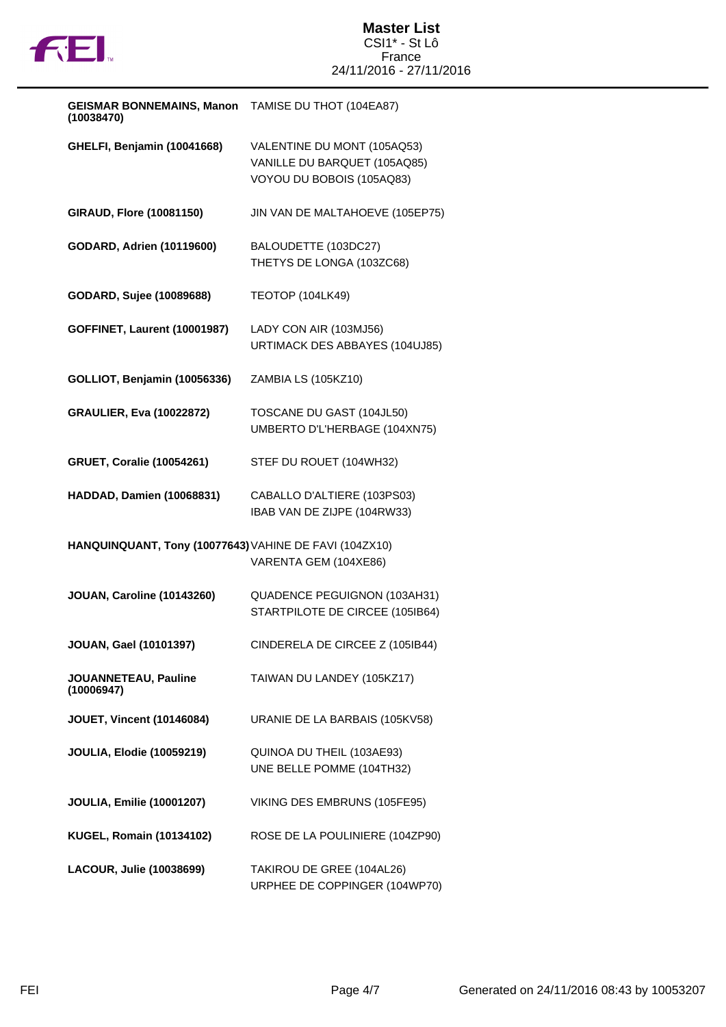| Rider | Horses |
|---|---|
| **GEISMAR BONNEMAINS, Manon (10038470)** | TAMISE DU THOT (104EA87) |
| **GHELFI, Benjamin (10041668)** | VALENTINE DU MONT (105AQ53)<br>VANILLE DU BARQUET (105AQ85)<br>VOYOU DU BOBOIS (105AQ83) |
| **GIRAUD, Flore (10081150)** | JIN VAN DE MALTAHOEVE (105EP75) |
| **GODARD, Adrien (10119600)** | BALOUDETTE (103DC27)<br>THETYS DE LONGA (103ZC68) |
| **GODARD, Sujee (10089688)** | TEOTOP (104LK49) |
| **GOFFINET, Laurent (10001987)** | LADY CON AIR (103MJ56)<br>URTIMACK DES ABBAYES (104UJ85) |
| **GOLLIOT, Benjamin (10056336)** | ZAMBIA LS (105KZ10) |
| **GRAULIER, Eva (10022872)** | TOSCANE DU GAST (104JL50)<br>UMBERTO D'L'HERBAGE (104XN75) |
| **GRUET, Coralie (10054261)** | STEF DU ROUET (104WH32) |
| **HADDAD, Damien (10068831)** | CABALLO D'ALTIERE (103PS03)<br>IBAB VAN DE ZIJPE (104RW33) |
| **HANQUINQUANT, Tony (10077643)** | VAHINE DE FAVI (104ZX10)<br>VARENTA GEM (104XE86) |
| **JOUAN, Caroline (10143260)** | QUADENCE PEGUIGNON (103AH31)<br>STARTPILOTE DE CIRCEE (105IB64) |
| **JOUAN, Gael (10101397)** | CINDERELA DE CIRCEE Z (105IB44) |
| **JOUANNETEAU, Pauline (10006947)** | TAIWAN DU LANDEY (105KZ17) |
| **JOUET, Vincent (10146084)** | URANIE DE LA BARBAIS (105KV58) |
| **JOULIA, Elodie (10059219)** | QUINOA DU THEIL (103AE93)<br>UNE BELLE POMME (104TH32) |
| **JOULIA, Emilie (10001207)** | VIKING DES EMBRUNS (105FE95) |
| **KUGEL, Romain (10134102)** | ROSE DE LA POULINIERE (104ZP90) |
| **LACOUR, Julie (10038699)** | TAKIROU DE GREE (104AL26)<br>URPHEE DE COPPINGER (104WP70) |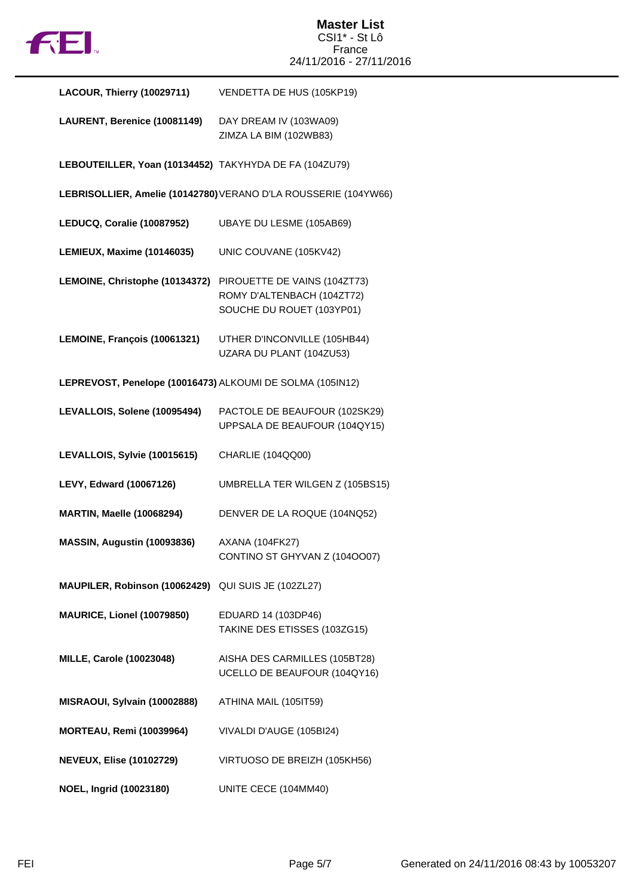| Rider | Horse(s) |
|---|---|
| **LACOUR, Thierry (10029711)** | VENDETTA DE HUS (105KP19) |
| **LAURENT, Berenice (10081149)** | DAY DREAM IV (103WA09)<br>ZIMZA LA BIM (102WB83) |
| **LEBOUTEILLER, Yoan (10134452)** | TAKYHYDA DE FA (104ZU79) |
| **LEBRISOLLIER, Amelie (10142780)** | VERANO D'LA ROUSSERIE (104YW66) |
| **LEDUCQ, Coralie (10087952)** | UBAYE DU LESME (105AB69) |
| **LEMIEUX, Maxime (10146035)** | UNIC COUVANE (105KV42) |
| **LEMOINE, Christophe (10134372)** | PIROUETTE DE VAINS (104ZT73)<br>ROMY D'ALTENBACH (104ZT72)<br>SOUCHE DU ROUET (103YP01) |
| **LEMOINE, François (10061321)** | UTHER D'INCONVILLE (105HB44)<br>UZARA DU PLANT (104ZU53) |
| **LEPREVOST, Penelope (10016473)** | ALKOUMI DE SOLMA (105IN12) |
| **LEVALLOIS, Solene (10095494)** | PACTOLE DE BEAUFOUR (102SK29)<br>UPPSALA DE BEAUFOUR (104QY15) |
| **LEVALLOIS, Sylvie (10015615)** | CHARLIE (104QQ00) |
| **LEVY, Edward (10067126)** | UMBRELLA TER WILGEN Z (105BS15) |
| **MARTIN, Maelle (10068294)** | DENVER DE LA ROQUE (104NQ52) |
| **MASSIN, Augustin (10093836)** | AXANA (104FK27)<br>CONTINO ST GHYVAN Z (104OO07) |
| **MAUPILER, Robinson (10062429)** | QUI SUIS JE (102ZL27) |
| **MAURICE, Lionel (10079850)** | EDUARD 14 (103DP46)<br>TAKINE DES ETISSES (103ZG15) |
| **MILLE, Carole (10023048)** | AISHA DES CARMILLES (105BT28)<br>UCELLO DE BEAUFOUR (104QY16) |
| **MISRAOUI, Sylvain (10002888)** | ATHINA MAIL (105IT59) |
| **MORTEAU, Remi (10039964)** | VIVALDI D'AUGE (105BI24) |
| **NEVEUX, Elise (10102729)** | VIRTUOSO DE BREIZH (105KH56) |
| **NOEL, Ingrid (10023180)** | UNITE CECE (104MM40) |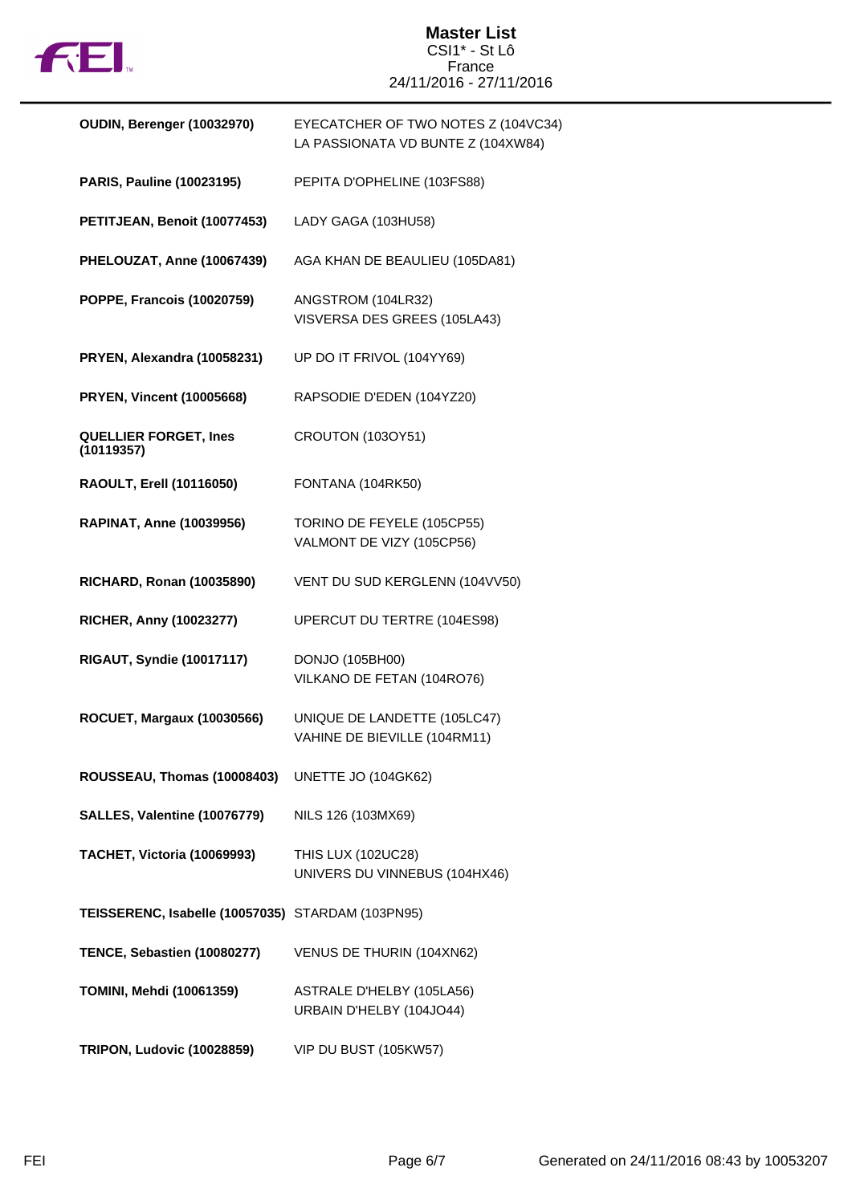| Rider | Horse(s) |
| --- | --- |
| **OUDIN, Berenger (10032970)** | EYECATCHER OF TWO NOTES Z (104VC34)<br>LA PASSIONATA VD BUNTE Z (104XW84) |
| **PARIS, Pauline (10023195)** | PEPITA D'OPHELINE (103FS88) |
| **PETITJEAN, Benoit (10077453)** | LADY GAGA (103HU58) |
| **PHELOUZAT, Anne (10067439)** | AGA KHAN DE BEAULIEU (105DA81) |
| **POPPE, Francois (10020759)** | ANGSTROM (104LR32)<br>VISVERSA DES GREES (105LA43) |
| **PRYEN, Alexandra (10058231)** | UP DO IT FRIVOL (104YY69) |
| **PRYEN, Vincent (10005668)** | RAPSODIE D'EDEN (104YZ20) |
| **QUELLIER FORGET, Ines (10119357)** | CROUTON (103OY51) |
| **RAOULT, Erell (10116050)** | FONTANA (104RK50) |
| **RAPINAT, Anne (10039956)** | TORINO DE FEYELE (105CP55)<br>VALMONT DE VIZY (105CP56) |
| **RICHARD, Ronan (10035890)** | VENT DU SUD KERGLENN (104VV50) |
| **RICHER, Anny (10023277)** | UPERCUT DU TERTRE (104ES98) |
| **RIGAUT, Syndie (10017117)** | DONJO (105BH00)<br>VILKANO DE FETAN (104RO76) |
| **ROCUET, Margaux (10030566)** | UNIQUE DE LANDETTE (105LC47)<br>VAHINE DE BIEVILLE (104RM11) |
| **ROUSSEAU, Thomas (10008403)** | UNETTE JO (104GK62) |
| **SALLES, Valentine (10076779)** | NILS 126 (103MX69) |
| **TACHET, Victoria (10069993)** | THIS LUX (102UC28)<br>UNIVERS DU VINNEBUS (104HX46) |
| **TEISSERENC, Isabelle (10057035)** | STARDAM (103PN95) |
| **TENCE, Sebastien (10080277)** | VENUS DE THURIN (104XN62) |
| **TOMINI, Mehdi (10061359)** | ASTRALE D'HELBY (105LA56)<br>URBAIN D'HELBY (104JO44) |
| **TRIPON, Ludovic (10028859)** | VIP DU BUST (105KW57) |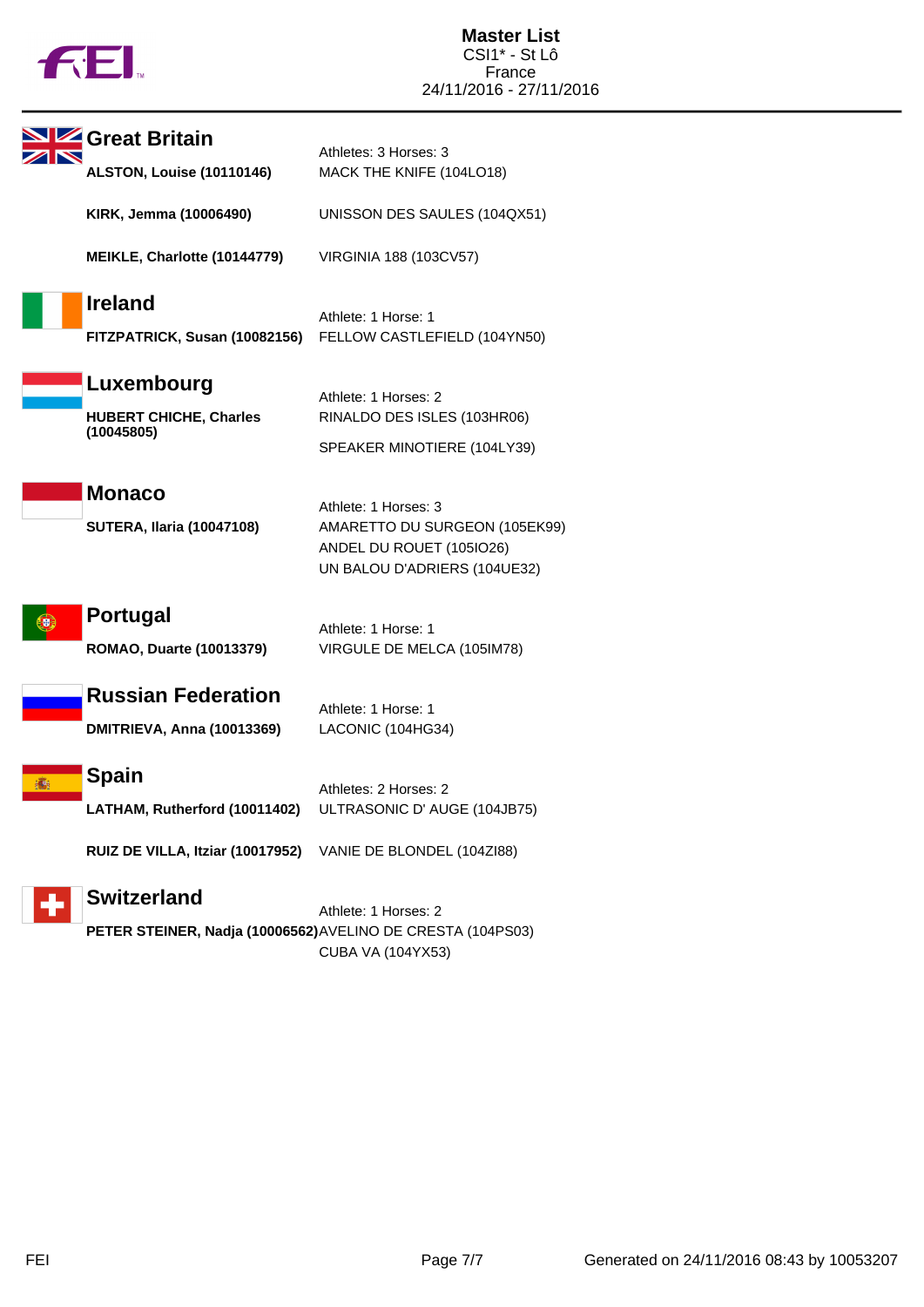# Master List

CSI1* - St Lô
France
24/11/2016 - 27/11/2016

## Great Britain

Athletes: 3 Horses: 3

**ALSTON, Louise (10110146)** MACK THE KNIFE (104LO18)

**KIRK, Jemma (10006490)** UNISSON DES SAULES (104QX51)

**MEIKLE, Charlotte (10144779)** VIRGINIA 188 (103CV57)

## Ireland

Athlete: 1 Horse: 1

**FITZPATRICK, Susan (10082156)** FELLOW CASTLEFIELD (104YN50)

## Luxembourg

Athlete: 1 Horses: 2

**HUBERT CHICHE, Charles (10045805)** RINALDO DES ISLES (103HR06)

SPEAKER MINOTIERE (104LY39)

## Monaco

Athlete: 1 Horses: 3

**SUTERA, Ilaria (10047108)** AMARETTO DU SURGEON (105EK99)

ANDEL DU ROUET (105IO26)

UN BALOU D'ADRIERS (104UE32)

## Portugal

Athlete: 1 Horse: 1

**ROMAO, Duarte (10013379)** VIRGULE DE MELCA (105IM78)

## Russian Federation

Athlete: 1 Horse: 1

**DMITRIEVA, Anna (10013369)** LACONIC (104HG34)

## Spain

Athletes: 2 Horses: 2

**LATHAM, Rutherford (10011402)** ULTRASONIC D' AUGE (104JB75)

**RUIZ DE VILLA, Itziar (10017952)** VANIE DE BLONDEL (104ZI88)

## Switzerland

Athlete: 1 Horses: 2

**PETER STEINER, Nadja (10006562)** AVELINO DE CRESTA (104PS03)

CUBA VA (104YX53)

FEI

Generated on 24/11/2016 08:43 by 10053207